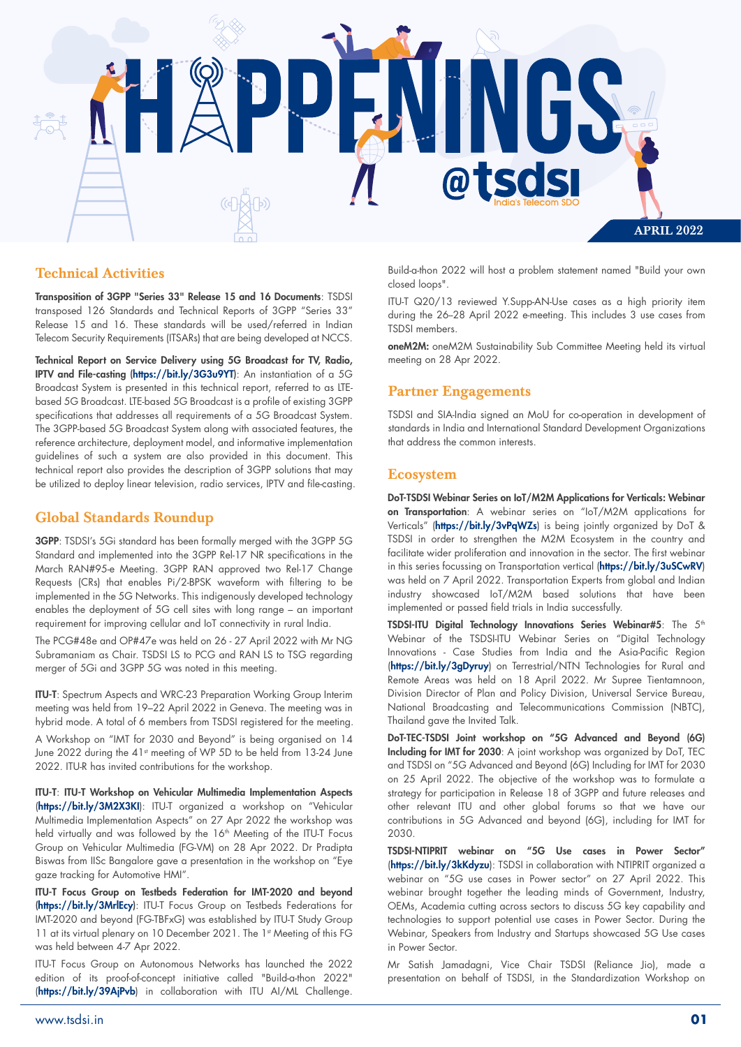# HAPPENINGS @tsdsi

India's Telecom SDO

APRIL 2022

## Technical Activities

**Transposition of 3GPP "Series 33" Release 15 and 16 Documents**: TSDSI transposed 126 Standards and Technical Reports of 3GPP "Series 33" Release 15 and 16. These standards will be used/referred in Indian Telecom Security Requirements (ITSARs) that are being developed at NCCS.

**Technical Report on Service Delivery using 5G Broadcast for TV, Radio, IPTV and File-casting (https://bit.ly/3G3u9YT)**: An instantiation of a 5G Broadcast System is presented in this technical report, referred to as LTE-based 5G Broadcast. LTE-based 5G Broadcast is a profile of existing 3GPP specifications that addresses all requirements of a 5G Broadcast System. The 3GPP-based 5G Broadcast System along with associated features, the reference architecture, deployment model, and informative implementation guidelines of such a system are also provided in this document. This technical report also provides the description of 3GPP solutions that may be utilized to deploy linear television, radio services, IPTV and file-casting.

## Global Standards Roundup

**3GPP**: TSDSI's 5Gi standard has been formally merged with the 3GPP 5G Standard and implemented into the 3GPP Rel-17 NR specifications in the March RAN#95-e Meeting. 3GPP RAN approved two Rel-17 Change Requests (CRs) that enables Pi/2-BPSK waveform with filtering to be implemented in the 5G Networks. This indigenously developed technology enables the deployment of 5G cell sites with long range – an important requirement for improving cellular and IoT connectivity in rural India.

The PCG#48e and OP#47e was held on 26 - 27 April 2022 with Mr NG Subramaniam as Chair. TSDSI LS to PCG and RAN LS to TSG regarding merger of 5Gi and 3GPP 5G was noted in this meeting.

**ITU-T**: Spectrum Aspects and WRC-23 Preparation Working Group Interim meeting was held from 19–22 April 2022 in Geneva. The meeting was in hybrid mode. A total of 6 members from TSDSI registered for the meeting.

A Workshop on "IMT for 2030 and Beyond" is being organised on 14 June 2022 during the 41st meeting of WP 5D to be held from 13-24 June 2022. ITU-R has invited contributions for the workshop.

**ITU-T: ITU-T Workshop on Vehicular Multimedia Implementation Aspects (https://bit.ly/3M2X3KI)**: ITU-T organized a workshop on "Vehicular Multimedia Implementation Aspects" on 27 Apr 2022 the workshop was held virtually and was followed by the 16th Meeting of the ITU-T Focus Group on Vehicular Multimedia (FG-VM) on 28 Apr 2022. Dr Pradipta Biswas from IISc Bangalore gave a presentation in the workshop on "Eye gaze tracking for Automotive HMI".

**ITU-T Focus Group on Testbeds Federation for IMT-2020 and beyond (https://bit.ly/3MrlEcy)**: ITU-T Focus Group on Testbeds Federations for IMT-2020 and beyond (FG-TBFxG) was established by ITU-T Study Group 11 at its virtual plenary on 10 December 2021. The 1st Meeting of this FG was held between 4-7 Apr 2022.

ITU-T Focus Group on Autonomous Networks has launched the 2022 edition of its proof-of-concept initiative called "Build-a-thon 2022" (**https://bit.ly/39AjPvb**) in collaboration with ITU AI/ML Challenge. Build-a-thon 2022 will host a problem statement named "Build your own closed loops".

ITU-T Q20/13 reviewed Y.Supp-AN-Use cases as a high priority item during the 26–28 April 2022 e-meeting. This includes 3 use cases from TSDSI members.

**oneM2M:** oneM2M Sustainability Sub Committee Meeting held its virtual meeting on 28 Apr 2022.

## Partner Engagements

TSDSI and SIA-India signed an MoU for co-operation in development of standards in India and International Standard Development Organizations that address the common interests.

## Ecosystem

**DoT-TSDSI Webinar Series on IoT/M2M Applications for Verticals: Webinar on Transportation**: A webinar series on "IoT/M2M applications for Verticals" (**https://bit.ly/3vPqWZs**) is being jointly organized by DoT & TSDSI in order to strengthen the M2M Ecosystem in the country and facilitate wider proliferation and innovation in the sector. The first webinar in this series focussing on Transportation vertical (**https://bit.ly/3uSCwRV**) was held on 7 April 2022. Transportation Experts from global and Indian industry showcased IoT/M2M based solutions that have been implemented or passed field trials in India successfully.

**TSDSI-ITU Digital Technology Innovations Series Webinar#5**: The 5th Webinar of the TSDSI-ITU Webinar Series on "Digital Technology Innovations - Case Studies from India and the Asia-Pacific Region (**https://bit.ly/3gDyruy**) on Terrestrial/NTN Technologies for Rural and Remote Areas was held on 18 April 2022. Mr Supree Tientamnoon, Division Director of Plan and Policy Division, Universal Service Bureau, National Broadcasting and Telecommunications Commission (NBTC), Thailand gave the Invited Talk.

**DoT-TEC-TSDSI Joint workshop on "5G Advanced and Beyond (6G) Including for IMT for 2030**: A joint workshop was organized by DoT, TEC and TSDSI on "5G Advanced and Beyond (6G) Including for IMT for 2030 on 25 April 2022. The objective of the workshop was to formulate a strategy for participation in Release 18 of 3GPP and future releases and other relevant ITU and other global forums so that we have our contributions in 5G Advanced and beyond (6G), including for IMT for 2030.

**TSDSI-NTIPRIT webinar on "5G Use cases in Power Sector" (https://bit.ly/3kKdyzu)**: TSDSI in collaboration with NTIPRIT organized a webinar on "5G use cases in Power sector" on 27 April 2022. This webinar brought together the leading minds of Government, Industry, OEMs, Academia cutting across sectors to discuss 5G key capability and technologies to support potential use cases in Power Sector. During the Webinar, Speakers from Industry and Startups showcased 5G Use cases in Power Sector.

Mr Satish Jamadagni, Vice Chair TSDSI (Reliance Jio), made a presentation on behalf of TSDSI, in the Standardization Workshop on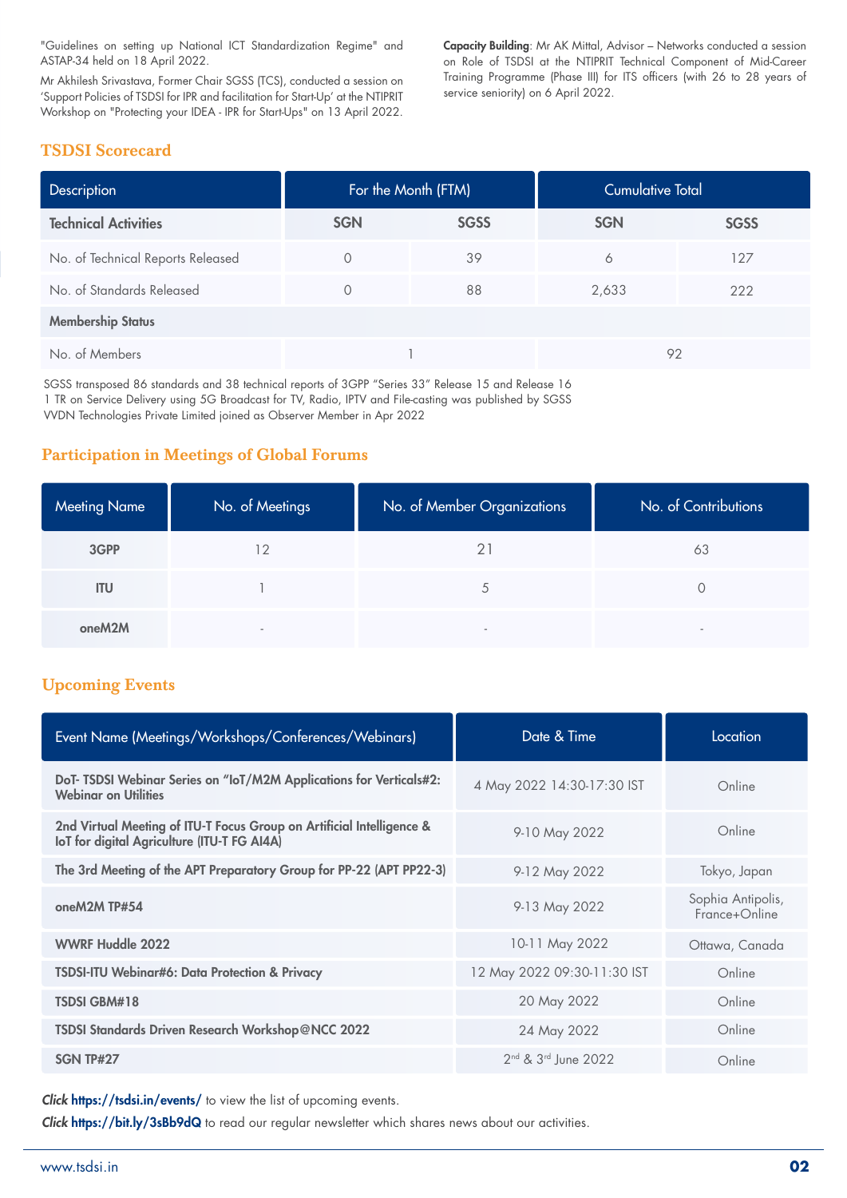"Guidelines on setting up National ICT Standardization Regime" and ASTAP-34 held on 18 April 2022.

Mr Akhilesh Srivastava, Former Chair SGSS (TCS), conducted a session on 'Support Policies of TSDSI for IPR and facilitation for Start-Up' at the NTIPRIT Workshop on "Protecting your IDEA - IPR for Start-Ups" on 13 April 2022.

**Capacity Building**: Mr AK Mittal, Advisor – Networks conducted a session on Role of TSDSI at the NTIPRIT Technical Component of Mid-Career Training Programme (Phase III) for ITS officers (with 26 to 28 years of service seniority) on 6 April 2022.

## TSDSI Scorecard

| Description | For the Month (FTM) | | Cumulative Total | |
|---|---|---|---|---|
| **Technical Activities** | **SGN** | **SGSS** | **SGN** | **SGSS** |
| No. of Technical Reports Released | 0 | 39 | 6 | 127 |
| No. of Standards Released | 0 | 88 | 2,633 | 222 |
| **Membership Status** | | | | |
| No. of Members | 1 | | 92 | |

SGSS transposed 86 standards and 38 technical reports of 3GPP "Series 33" Release 15 and Release 16
1 TR on Service Delivery using 5G Broadcast for TV, Radio, IPTV and File-casting was published by SGSS
VVDN Technologies Private Limited joined as Observer Member in Apr 2022

## Participation in Meetings of Global Forums

| Meeting Name | No. of Meetings | No. of Member Organizations | No. of Contributions |
|---|---|---|---|
| **3GPP** | 12 | 21 | 63 |
| **ITU** | 1 | 5 | 0 |
| **oneM2M** | - | - | - |

## Upcoming Events

| Event Name (Meetings/Workshops/Conferences/Webinars) | Date & Time | Location |
|---|---|---|
| **DoT- TSDSI Webinar Series on "IoT/M2M Applications for Verticals#2: Webinar on Utilities** | 4 May 2022 14:30-17:30 IST | Online |
| **2nd Virtual Meeting of ITU-T Focus Group on Artificial Intelligence & IoT for digital Agriculture (ITU-T FG AI4A)** | 9-10 May 2022 | Online |
| **The 3rd Meeting of the APT Preparatory Group for PP-22 (APT PP22-3)** | 9-12 May 2022 | Tokyo, Japan |
| **oneM2M TP#54** | 9-13 May 2022 | Sophia Antipolis, France+Online |
| **WWRF Huddle 2022** | 10-11 May 2022 | Ottawa, Canada |
| **TSDSI-ITU Webinar#6: Data Protection & Privacy** | 12 May 2022 09:30-11:30 IST | Online |
| **TSDSI GBM#18** | 20 May 2022 | Online |
| **TSDSI Standards Driven Research Workshop@NCC 2022** | 24 May 2022 | Online |
| **SGN TP#27** | 2nd & 3rd June 2022 | Online |

***Click* https://tsdsi.in/events/** to view the list of upcoming events.

***Click* https://bit.ly/3sBb9dQ** to read our regular newsletter which shares news about our activities.

www.tsdsi.in